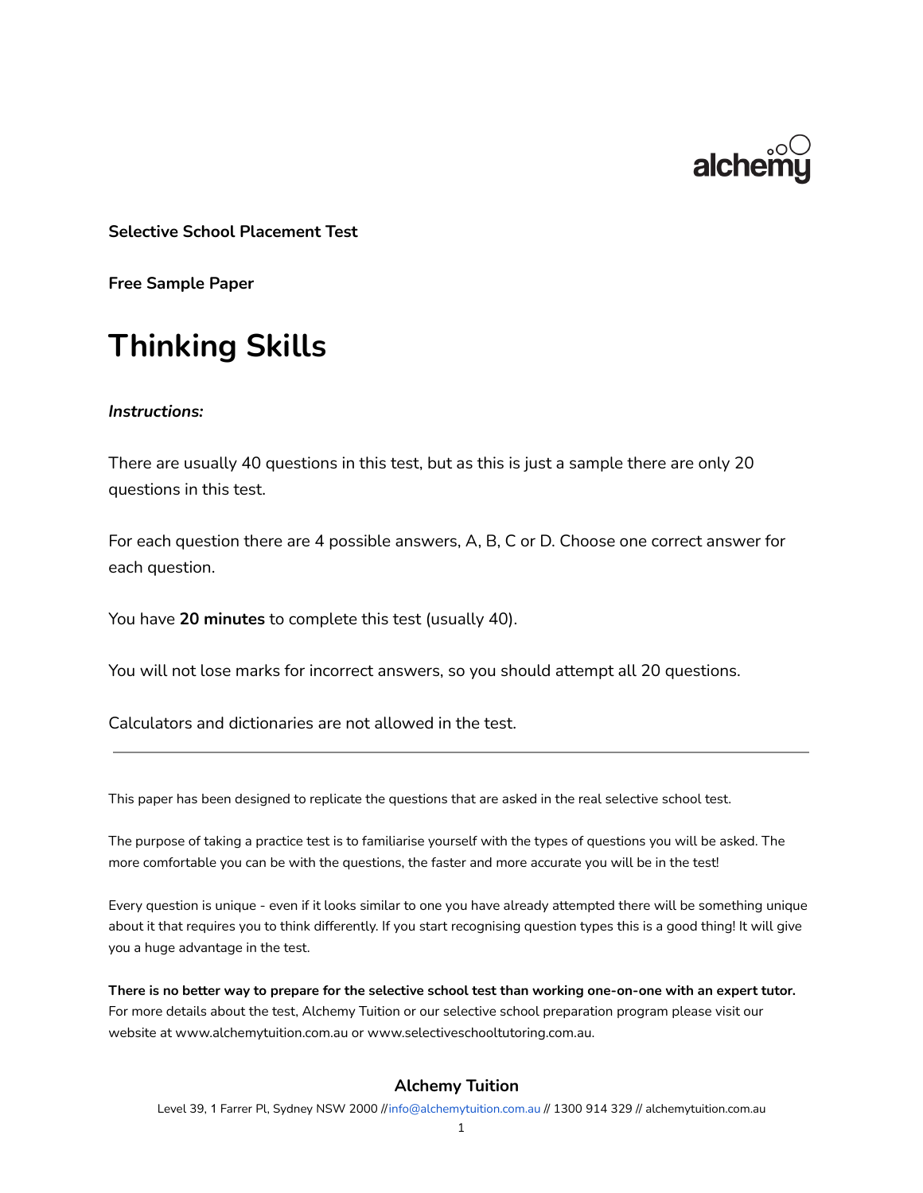alchemy

**Selective School Placement Test**

**Free Sample Paper**

# Thinking Skills

***Instructions:***

There are usually 40 questions in this test, but as this is just a sample there are only 20 questions in this test.

For each question there are 4 possible answers, A, B, C or D. Choose one correct answer for each question.

You have **20 minutes** to complete this test (usually 40).

You will not lose marks for incorrect answers, so you should attempt all 20 questions.

Calculators and dictionaries are not allowed in the test.

---

This paper has been designed to replicate the questions that are asked in the real selective school test.

The purpose of taking a practice test is to familiarise yourself with the types of questions you will be asked. The more comfortable you can be with the questions, the faster and more accurate you will be in the test!

Every question is unique - even if it looks similar to one you have already attempted there will be something unique about it that requires you to think differently. If you start recognising question types this is a good thing! It will give you a huge advantage in the test.

**There is no better way to prepare for the selective school test than working one-on-one with an expert tutor.** For more details about the test, Alchemy Tuition or our selective school preparation program please visit our website at www.alchemytuition.com.au or www.selectiveschooltutoring.com.au.

**Alchemy Tuition**

Level 39, 1 Farrer Pl, Sydney NSW 2000 //info@alchemytuition.com.au // 1300 914 329 // alchemytuition.com.au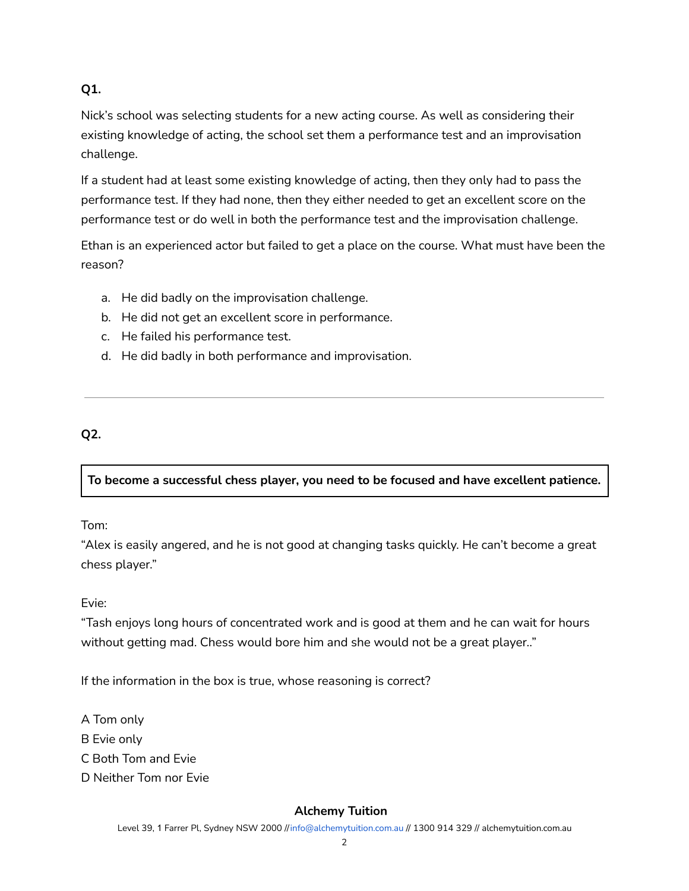**Q1.**

Nick's school was selecting students for a new acting course. As well as considering their existing knowledge of acting, the school set them a performance test and an improvisation challenge.

If a student had at least some existing knowledge of acting, then they only had to pass the performance test. If they had none, then they either needed to get an excellent score on the performance test or do well in both the performance test and the improvisation challenge.

Ethan is an experienced actor but failed to get a place on the course. What must have been the reason?

a. He did badly on the improvisation challenge.
b. He did not get an excellent score in performance.
c. He failed his performance test.
d. He did badly in both performance and improvisation.

---

**Q2.**

| **To become a successful chess player, you need to be focused and have excellent patience.** |
|---|

Tom:
"Alex is easily angered, and he is not good at changing tasks quickly. He can't become a great chess player."

Evie:
"Tash enjoys long hours of concentrated work and is good at them and he can wait for hours without getting mad. Chess would bore him and she would not be a great player.."

If the information in the box is true, whose reasoning is correct?

A Tom only
B Evie only
C Both Tom and Evie
D Neither Tom nor Evie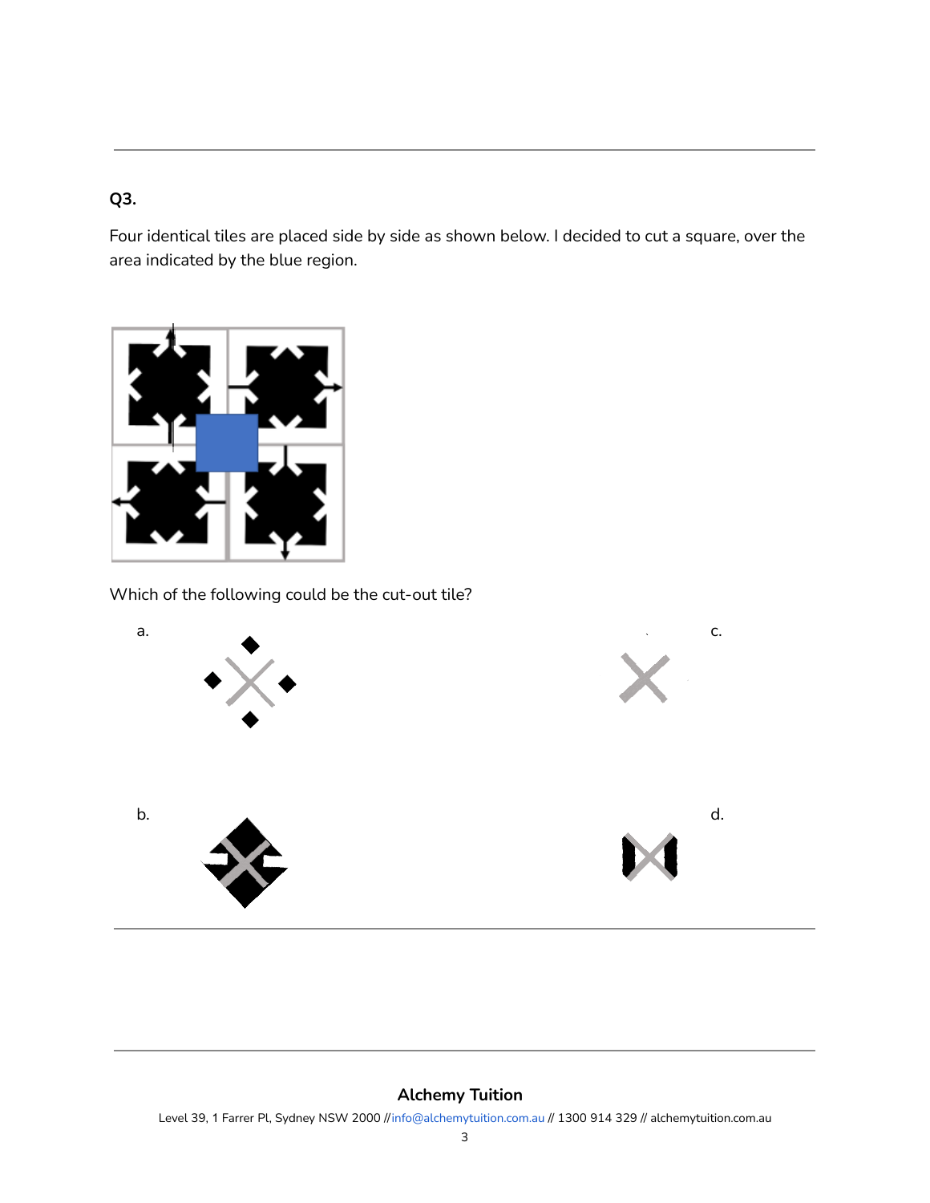## Q3.

Four identical tiles are placed side by side as shown below. I decided to cut a square, over the area indicated by the blue region.

Which of the following could be the cut-out tile?

a.

b.

c.

d.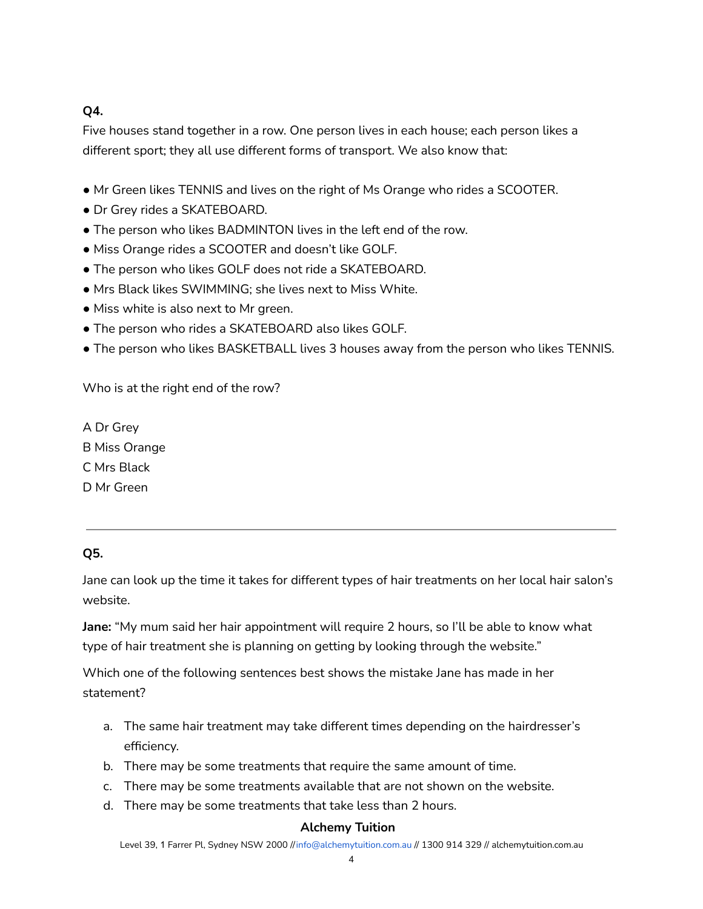**Q4.**

Five houses stand together in a row. One person lives in each house; each person likes a different sport; they all use different forms of transport. We also know that:

- Mr Green likes TENNIS and lives on the right of Ms Orange who rides a SCOOTER.
- Dr Grey rides a SKATEBOARD.
- The person who likes BADMINTON lives in the left end of the row.
- Miss Orange rides a SCOOTER and doesn't like GOLF.
- The person who likes GOLF does not ride a SKATEBOARD.
- Mrs Black likes SWIMMING; she lives next to Miss White.
- Miss white is also next to Mr green.
- The person who rides a SKATEBOARD also likes GOLF.
- The person who likes BASKETBALL lives 3 houses away from the person who likes TENNIS.

Who is at the right end of the row?

A Dr Grey
B Miss Orange
C Mrs Black
D Mr Green

---

**Q5.**

Jane can look up the time it takes for different types of hair treatments on her local hair salon's website.

**Jane:** "My mum said her hair appointment will require 2 hours, so I'll be able to know what type of hair treatment she is planning on getting by looking through the website."

Which one of the following sentences best shows the mistake Jane has made in her statement?

a. The same hair treatment may take different times depending on the hairdresser's efficiency.
b. There may be some treatments that require the same amount of time.
c. There may be some treatments available that are not shown on the website.
d. There may be some treatments that take less than 2 hours.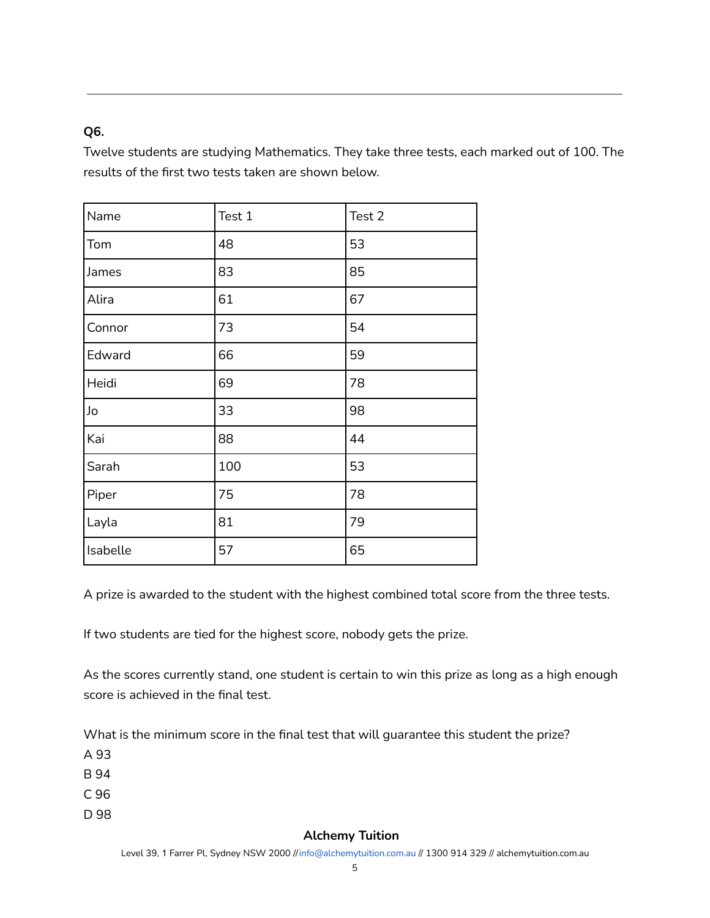**Q6.**

Twelve students are studying Mathematics. They take three tests, each marked out of 100. The results of the first two tests taken are shown below.

| Name | Test 1 | Test 2 |
|---|---|---|
| Tom | 48 | 53 |
| James | 83 | 85 |
| Alira | 61 | 67 |
| Connor | 73 | 54 |
| Edward | 66 | 59 |
| Heidi | 69 | 78 |
| Jo | 33 | 98 |
| Kai | 88 | 44 |
| Sarah | 100 | 53 |
| Piper | 75 | 78 |
| Layla | 81 | 79 |
| Isabelle | 57 | 65 |

A prize is awarded to the student with the highest combined total score from the three tests.

If two students are tied for the highest score, nobody gets the prize.

As the scores currently stand, one student is certain to win this prize as long as a high enough score is achieved in the final test.

What is the minimum score in the final test that will guarantee this student the prize?

A 93

B 94

C 96

D 98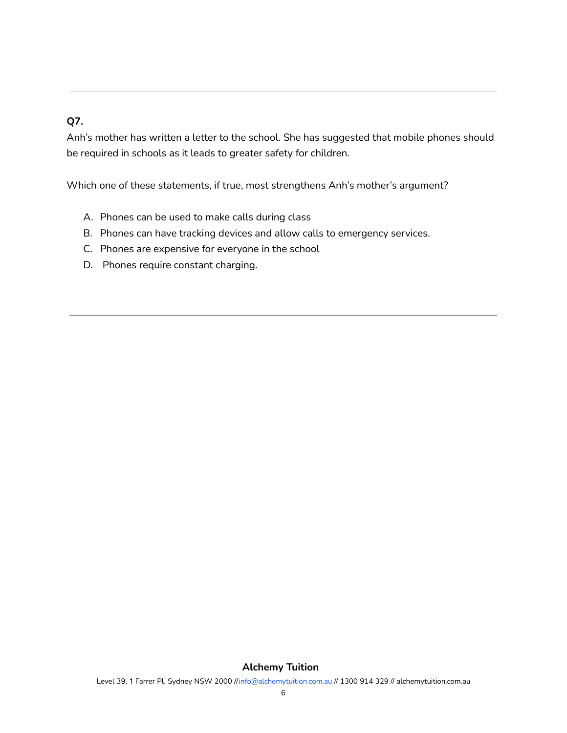**Q7.**

Anh's mother has written a letter to the school. She has suggested that mobile phones should be required in schools as it leads to greater safety for children.

Which one of these statements, if true, most strengthens Anh's mother's argument?

A. Phones can be used to make calls during class
B. Phones can have tracking devices and allow calls to emergency services.
C. Phones are expensive for everyone in the school
D. Phones require constant charging.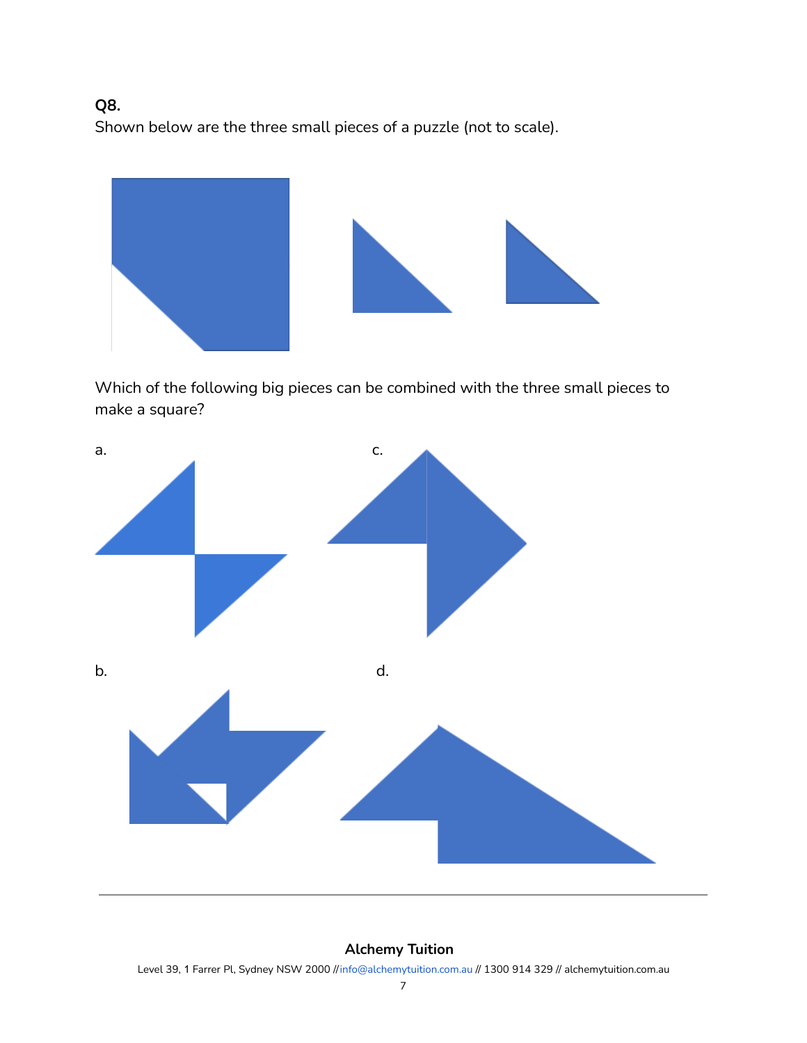**Q8.**

Shown below are the three small pieces of a puzzle (not to scale).

Which of the following big pieces can be combined with the three small pieces to make a square?

a.

c.

b.

d.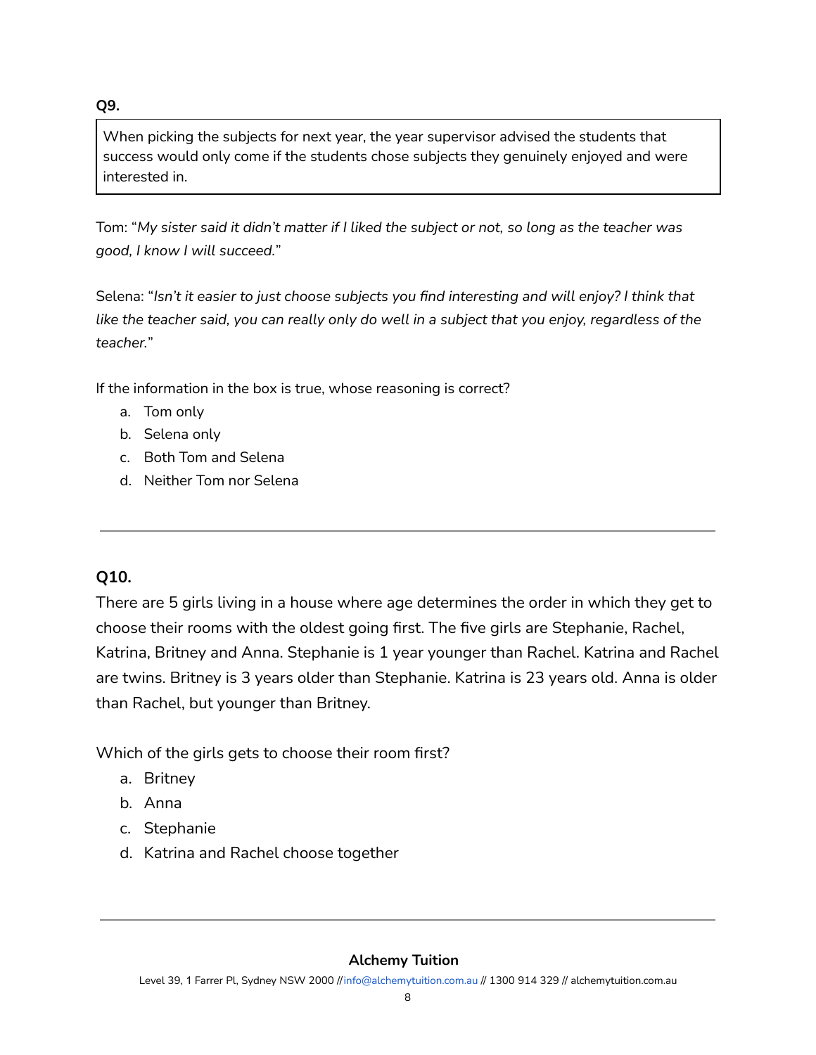**Q9.**

> When picking the subjects for next year, the year supervisor advised the students that success would only come if the students chose subjects they genuinely enjoyed and were interested in.

Tom: "*My sister said it didn't matter if I liked the subject or not, so long as the teacher was good, I know I will succeed.*"

Selena: "*Isn't it easier to just choose subjects you find interesting and will enjoy? I think that like the teacher said, you can really only do well in a subject that you enjoy, regardless of the teacher.*"

If the information in the box is true, whose reasoning is correct?

a. Tom only
b. Selena only
c. Both Tom and Selena
d. Neither Tom nor Selena

---

**Q10.**

There are 5 girls living in a house where age determines the order in which they get to choose their rooms with the oldest going first. The five girls are Stephanie, Rachel, Katrina, Britney and Anna. Stephanie is 1 year younger than Rachel. Katrina and Rachel are twins. Britney is 3 years older than Stephanie. Katrina is 23 years old. Anna is older than Rachel, but younger than Britney.

Which of the girls gets to choose their room first?

a. Britney
b. Anna
c. Stephanie
d. Katrina and Rachel choose together

---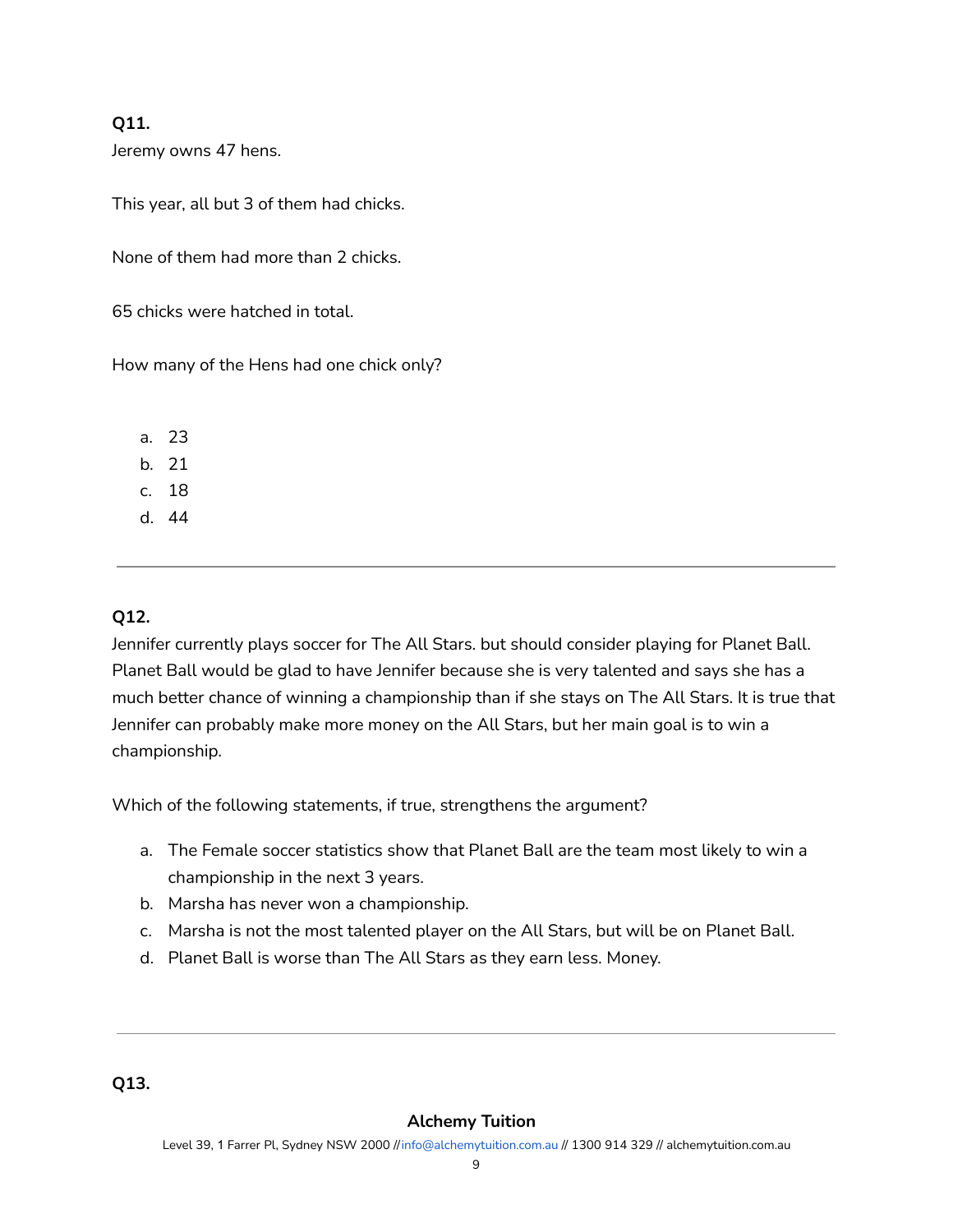**Q11.**

Jeremy owns 47 hens.

This year, all but 3 of them had chicks.

None of them had more than 2 chicks.

65 chicks were hatched in total.

How many of the Hens had one chick only?

a. 23
b. 21
c. 18
d. 44

---

**Q12.**

Jennifer currently plays soccer for The All Stars. but should consider playing for Planet Ball. Planet Ball would be glad to have Jennifer because she is very talented and says she has a much better chance of winning a championship than if she stays on The All Stars. It is true that Jennifer can probably make more money on the All Stars, but her main goal is to win a championship.

Which of the following statements, if true, strengthens the argument?

a. The Female soccer statistics show that Planet Ball are the team most likely to win a championship in the next 3 years.
b. Marsha has never won a championship.
c. Marsha is not the most talented player on the All Stars, but will be on Planet Ball.
d. Planet Ball is worse than The All Stars as they earn less. Money.

---

**Q13.**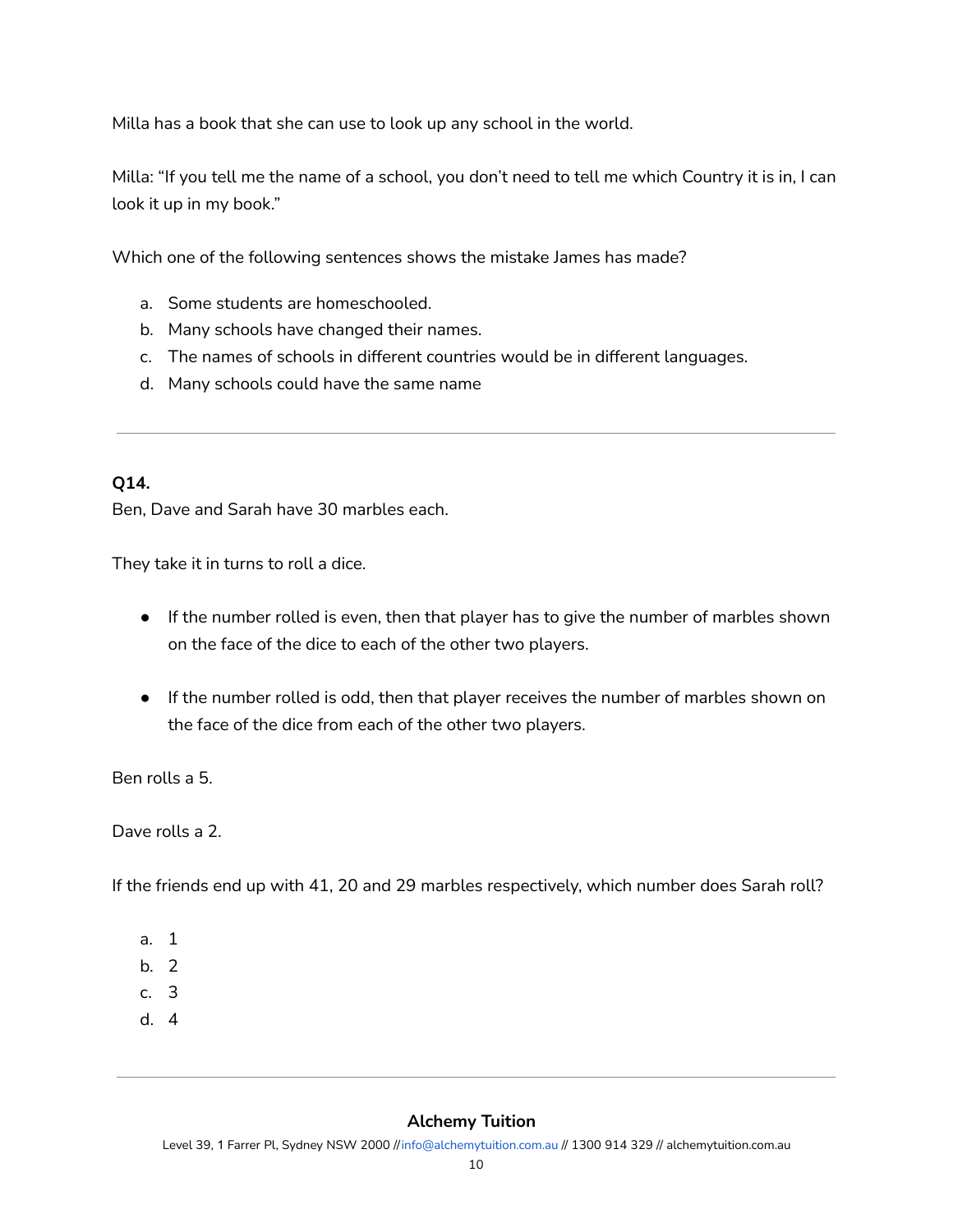Milla has a book that she can use to look up any school in the world.

Milla: “If you tell me the name of a school, you don’t need to tell me which Country it is in, I can look it up in my book.”

Which one of the following sentences shows the mistake James has made?

a. Some students are homeschooled.
b. Many schools have changed their names.
c. The names of schools in different countries would be in different languages.
d. Many schools could have the same name

---

**Q14.**
Ben, Dave and Sarah have 30 marbles each.

They take it in turns to roll a dice.

- If the number rolled is even, then that player has to give the number of marbles shown on the face of the dice to each of the other two players.

- If the number rolled is odd, then that player receives the number of marbles shown on the face of the dice from each of the other two players.

Ben rolls a 5.

Dave rolls a 2.

If the friends end up with 41, 20 and 29 marbles respectively, which number does Sarah roll?

a. 1
b. 2
c. 3
d. 4

---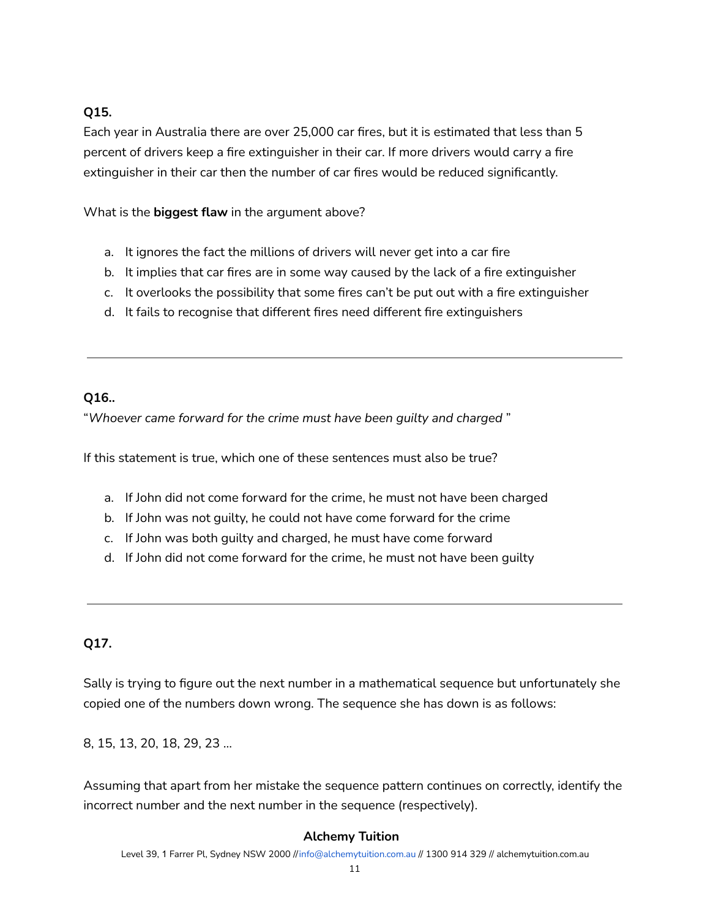**Q15.**

Each year in Australia there are over 25,000 car fires, but it is estimated that less than 5 percent of drivers keep a fire extinguisher in their car. If more drivers would carry a fire extinguisher in their car then the number of car fires would be reduced significantly.

What is the **biggest flaw** in the argument above?

a. It ignores the fact the millions of drivers will never get into a car fire
b. It implies that car fires are in some way caused by the lack of a fire extinguisher
c. It overlooks the possibility that some fires can't be put out with a fire extinguisher
d. It fails to recognise that different fires need different fire extinguishers

---

**Q16..**

"*Whoever came forward for the crime must have been guilty and charged* "

If this statement is true, which one of these sentences must also be true?

a. If John did not come forward for the crime, he must not have been charged
b. If John was not guilty, he could not have come forward for the crime
c. If John was both guilty and charged, he must have come forward
d. If John did not come forward for the crime, he must not have been guilty

---

**Q17.**

Sally is trying to figure out the next number in a mathematical sequence but unfortunately she copied one of the numbers down wrong. The sequence she has down is as follows:

8, 15, 13, 20, 18, 29, 23 ...

Assuming that apart from her mistake the sequence pattern continues on correctly, identify the incorrect number and the next number in the sequence (respectively).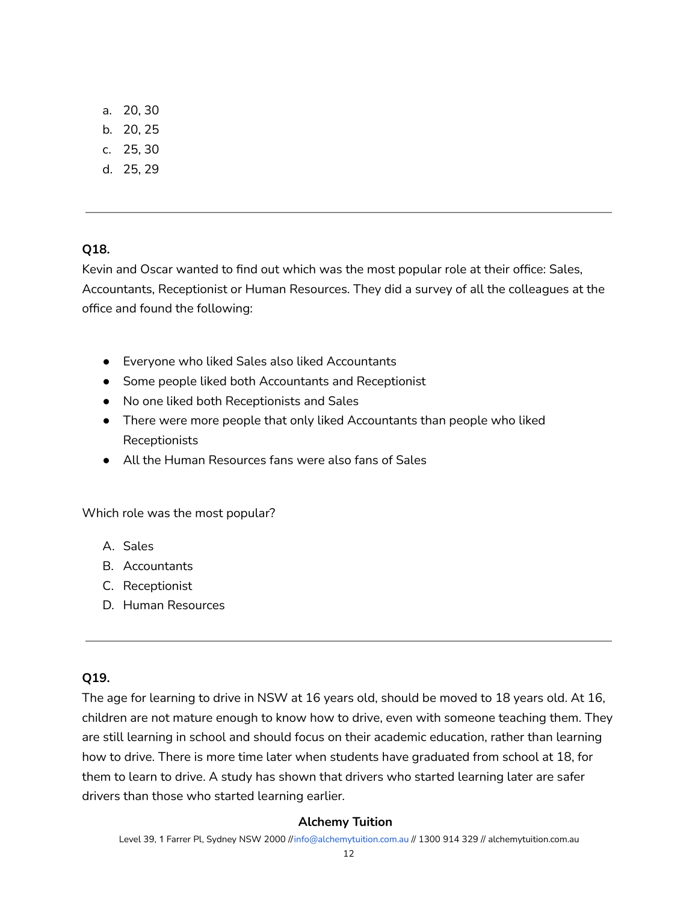a. 20, 30
b. 20, 25
c. 25, 30
d. 25, 29

---

**Q18.**

Kevin and Oscar wanted to find out which was the most popular role at their office: Sales, Accountants, Receptionist or Human Resources. They did a survey of all the colleagues at the office and found the following:

- Everyone who liked Sales also liked Accountants
- Some people liked both Accountants and Receptionist
- No one liked both Receptionists and Sales
- There were more people that only liked Accountants than people who liked Receptionists
- All the Human Resources fans were also fans of Sales

Which role was the most popular?

A. Sales
B. Accountants
C. Receptionist
D. Human Resources

---

**Q19.**

The age for learning to drive in NSW at 16 years old, should be moved to 18 years old. At 16, children are not mature enough to know how to drive, even with someone teaching them. They are still learning in school and should focus on their academic education, rather than learning how to drive. There is more time later when students have graduated from school at 18, for them to learn to drive. A study has shown that drivers who started learning later are safer drivers than those who started learning earlier.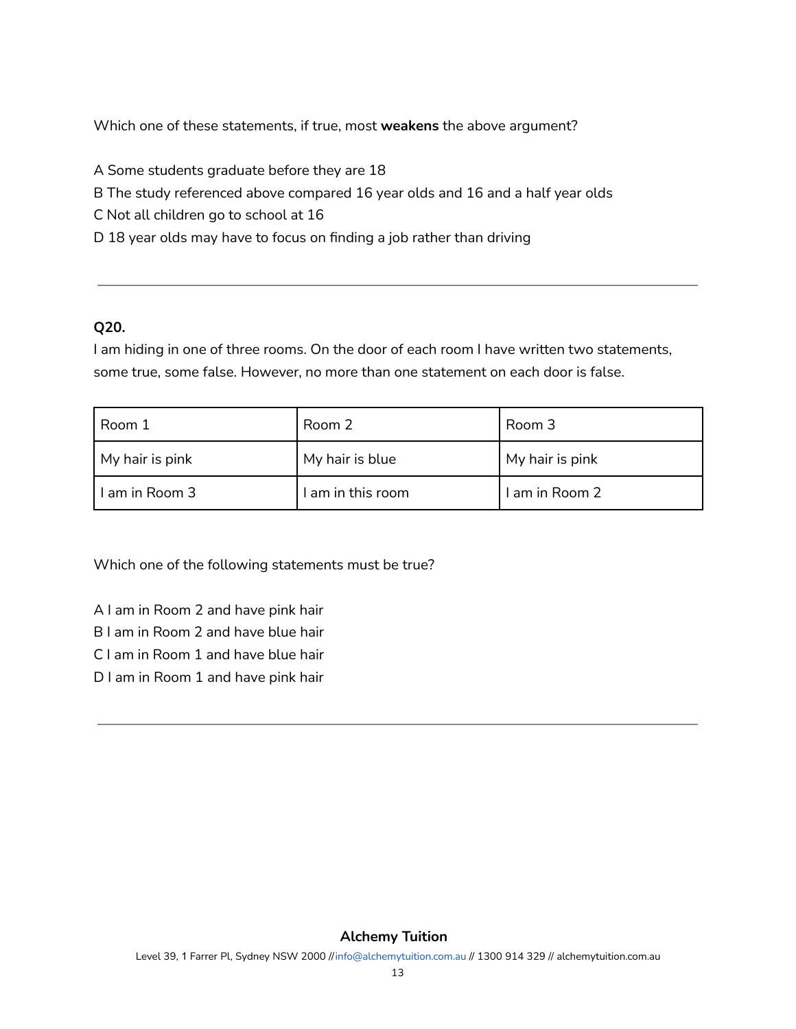Which one of these statements, if true, most **weakens** the above argument?

A Some students graduate before they are 18
B The study referenced above compared 16 year olds and 16 and a half year olds
C Not all children go to school at 16
D 18 year olds may have to focus on finding a job rather than driving

---

**Q20.**
I am hiding in one of three rooms. On the door of each room I have written two statements, some true, some false. However, no more than one statement on each door is false.

| Room 1 | Room 2 | Room 3 |
| --- | --- | --- |
| My hair is pink | My hair is blue | My hair is pink |
| I am in Room 3 | I am in this room | I am in Room 2 |

Which one of the following statements must be true?

A I am in Room 2 and have pink hair
B I am in Room 2 and have blue hair
C I am in Room 1 and have blue hair
D I am in Room 1 and have pink hair

---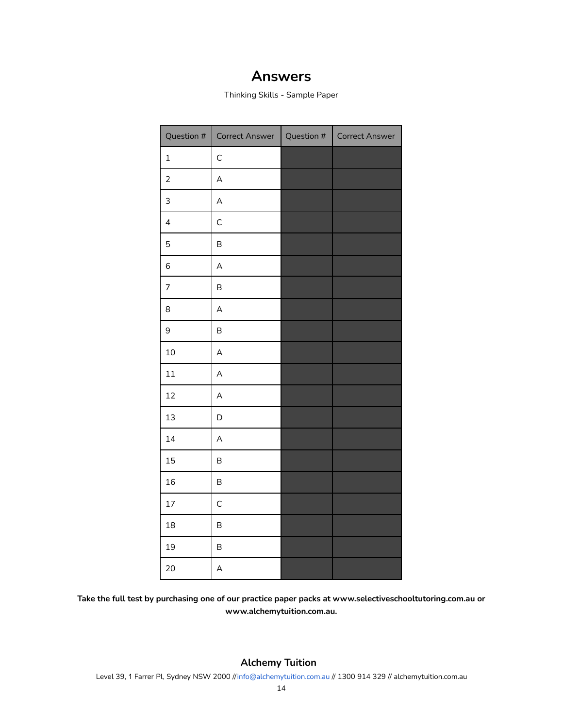# Answers

Thinking Skills - Sample Paper

| Question # | Correct Answer | Question # | Correct Answer |
|---|---|---|---|
| 1 | C | | |
| 2 | A | | |
| 3 | A | | |
| 4 | C | | |
| 5 | B | | |
| 6 | A | | |
| 7 | B | | |
| 8 | A | | |
| 9 | B | | |
| 10 | A | | |
| 11 | A | | |
| 12 | A | | |
| 13 | D | | |
| 14 | A | | |
| 15 | B | | |
| 16 | B | | |
| 17 | C | | |
| 18 | B | | |
| 19 | B | | |
| 20 | A | | |

**Take the full test by purchasing one of our practice paper packs at www.selectiveschooltutoring.com.au or www.alchemytuition.com.au.**

**Alchemy Tuition**

Level 39, 1 Farrer Pl, Sydney NSW 2000 //info@alchemytuition.com.au // 1300 914 329 // alchemytuition.com.au